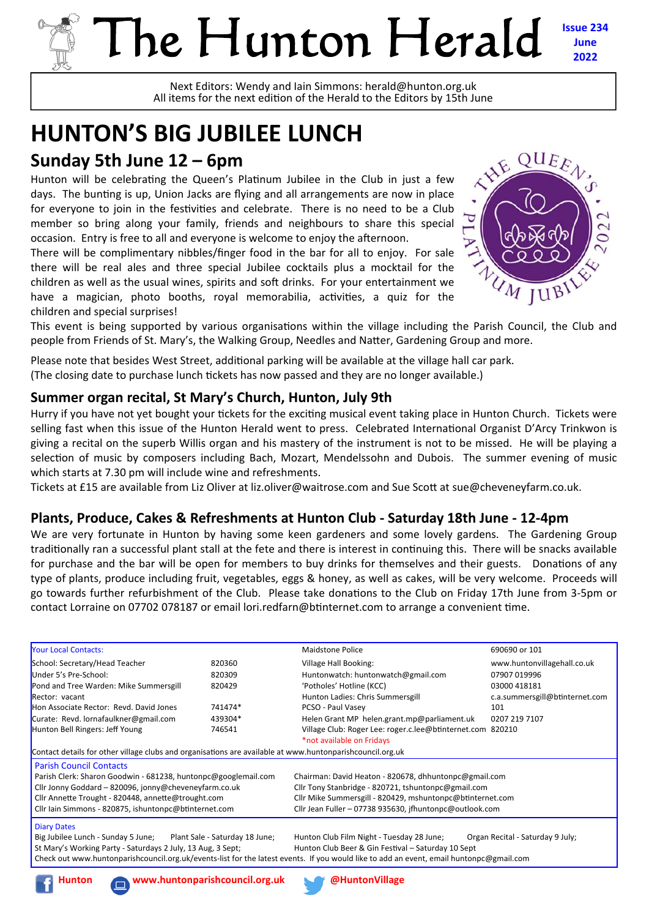# The Hunton Herald

**Issue 234**
**June**
**2022**

Next Editors: Wendy and Iain Simmons: herald@hunton.org.uk
All items for the next edition of the Herald to the Editors by 15th June

# HUNTON'S BIG JUBILEE LUNCH

## Sunday 5th June 12 – 6pm

Hunton will be celebrating the Queen's Platinum Jubilee in the Club in just a few days. The bunting is up, Union Jacks are flying and all arrangements are now in place for everyone to join in the festivities and celebrate. There is no need to be a Club member so bring along your family, friends and neighbours to share this special occasion. Entry is free to all and everyone is welcome to enjoy the afternoon.

There will be complimentary nibbles/finger food in the bar for all to enjoy. For sale there will be real ales and three special Jubilee cocktails plus a mocktail for the children as well as the usual wines, spirits and soft drinks. For your entertainment we have a magician, photo booths, royal memorabilia, activities, a quiz for the children and special surprises!

This event is being supported by various organisations within the village including the Parish Council, the Club and people from Friends of St. Mary's, the Walking Group, Needles and Natter, Gardening Group and more.

Please note that besides West Street, additional parking will be available at the village hall car park.
(The closing date to purchase lunch tickets has now passed and they are no longer available.)

### Summer organ recital, St Mary's Church, Hunton, July 9th

Hurry if you have not yet bought your tickets for the exciting musical event taking place in Hunton Church. Tickets were selling fast when this issue of the Hunton Herald went to press. Celebrated International Organist D'Arcy Trinkwon is giving a recital on the superb Willis organ and his mastery of the instrument is not to be missed. He will be playing a selection of music by composers including Bach, Mozart, Mendelssohn and Dubois. The summer evening of music which starts at 7.30 pm will include wine and refreshments.

Tickets at £15 are available from Liz Oliver at liz.oliver@waitrose.com and Sue Scott at sue@cheveneyfarm.co.uk.

### Plants, Produce, Cakes & Refreshments at Hunton Club - Saturday 18th June - 12-4pm

We are very fortunate in Hunton by having some keen gardeners and some lovely gardens. The Gardening Group traditionally ran a successful plant stall at the fete and there is interest in continuing this. There will be snacks available for purchase and the bar will be open for members to buy drinks for themselves and their guests. Donations of any type of plants, produce including fruit, vegetables, eggs & honey, as well as cakes, will be very welcome. Proceeds will go towards further refurbishment of the Club. Please take donations to the Club on Friday 17th June from 3-5pm or contact Lorraine on 07702 078187 or email lori.redfarn@btinternet.com to arrange a convenient time.

| Your Local Contacts: | | | |
|---|---|---|---|
| School: Secretary/Head Teacher | 820360 | Maidstone Police | 690690 or 101 |
| Under 5's Pre-School: | 820309 | Village Hall Booking: | www.huntonvillagehall.co.uk |
| Pond and Tree Warden: Mike Summersgill | 820429 | Huntonwatch: huntonwatch@gmail.com | 07907 019996 |
| Rector: vacant | | 'Potholes' Hotline (KCC) | 03000 418181 |
| Hon Associate Rector: Revd. David Jones | 741474* | Hunton Ladies: Chris Summersgill | c.a.summersgill@btinternet.com |
| Curate: Revd. lornafaulkner@gmail.com | 439304* | PCSO - Paul Vasey | 101 |
| Hunton Bell Ringers: Jeff Young | 746541 | Helen Grant MP helen.grant.mp@parliament.uk | 0207 219 7107 |
| | | Village Club: Roger Lee: roger.c.lee@btinternet.com | 820210 |
| | | *not available on Fridays | |

Contact details for other village clubs and organisations are available at www.huntonparishcouncil.org.uk

**Parish Council Contacts**

- Parish Clerk: Sharon Goodwin - 681238, huntonpc@googlemail.com
- Chairman: David Heaton - 820678, dhhuntonpc@gmail.com
- Cllr Jonny Goddard – 820096, jonny@cheveneyfarm.co.uk
- Cllr Tony Stanbridge - 820721, tshuntonpc@gmail.com
- Cllr Annette Trought - 820448, annette@trought.com
- Cllr Mike Summersgill - 820429, mshuntonpc@btinternet.com
- Cllr Iain Simmons - 820875, ishuntonpc@btinternet.com
- Cllr Jean Fuller – 07738 935630, jfhuntonpc@outlook.com

**Diary Dates**

Big Jubilee Lunch - Sunday 5 June; Plant Sale - Saturday 18 June; Hunton Club Film Night - Tuesday 28 June; Organ Recital - Saturday 9 July;
St Mary's Working Party - Saturdays 2 July, 13 Aug, 3 Sept; Hunton Club Beer & Gin Festival – Saturday 10 Sept

Check out www.huntonparishcouncil.org.uk/events-list for the latest events. If you would like to add an event, email huntonpc@gmail.com

Hunton www.huntonparishcouncil.org.uk @HuntonVillage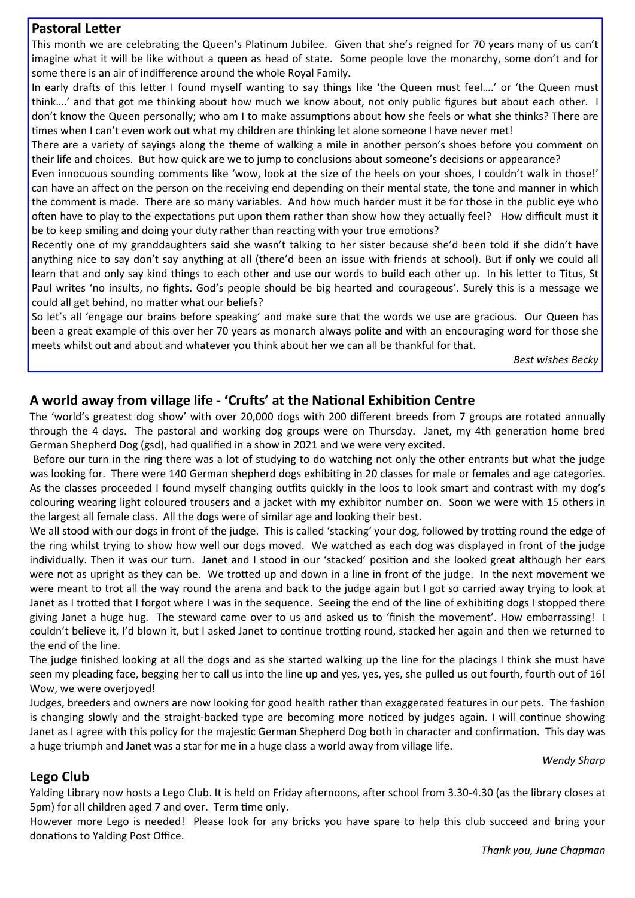## Pastoral Letter

This month we are celebrating the Queen's Platinum Jubilee. Given that she's reigned for 70 years many of us can't imagine what it will be like without a queen as head of state. Some people love the monarchy, some don't and for some there is an air of indifference around the whole Royal Family.

In early drafts of this letter I found myself wanting to say things like 'the Queen must feel….' or 'the Queen must think….' and that got me thinking about how much we know about, not only public figures but about each other. I don't know the Queen personally; who am I to make assumptions about how she feels or what she thinks? There are times when I can't even work out what my children are thinking let alone someone I have never met!

There are a variety of sayings along the theme of walking a mile in another person's shoes before you comment on their life and choices. But how quick are we to jump to conclusions about someone's decisions or appearance?

Even innocuous sounding comments like 'wow, look at the size of the heels on your shoes, I couldn't walk in those!' can have an affect on the person on the receiving end depending on their mental state, the tone and manner in which the comment is made. There are so many variables. And how much harder must it be for those in the public eye who often have to play to the expectations put upon them rather than show how they actually feel? How difficult must it be to keep smiling and doing your duty rather than reacting with your true emotions?

Recently one of my granddaughters said she wasn't talking to her sister because she'd been told if she didn't have anything nice to say don't say anything at all (there'd been an issue with friends at school). But if only we could all learn that and only say kind things to each other and use our words to build each other up. In his letter to Titus, St Paul writes 'no insults, no fights. God's people should be big hearted and courageous'. Surely this is a message we could all get behind, no matter what our beliefs?

So let's all 'engage our brains before speaking' and make sure that the words we use are gracious. Our Queen has been a great example of this over her 70 years as monarch always polite and with an encouraging word for those she meets whilst out and about and whatever you think about her we can all be thankful for that.

*Best wishes Becky*

## A world away from village life - 'Crufts' at the National Exhibition Centre

The 'world's greatest dog show' with over 20,000 dogs with 200 different breeds from 7 groups are rotated annually through the 4 days. The pastoral and working dog groups were on Thursday. Janet, my 4th generation home bred German Shepherd Dog (gsd), had qualified in a show in 2021 and we were very excited.

Before our turn in the ring there was a lot of studying to do watching not only the other entrants but what the judge was looking for. There were 140 German shepherd dogs exhibiting in 20 classes for male or females and age categories. As the classes proceeded I found myself changing outfits quickly in the loos to look smart and contrast with my dog's colouring wearing light coloured trousers and a jacket with my exhibitor number on. Soon we were with 15 others in the largest all female class. All the dogs were of similar age and looking their best.

We all stood with our dogs in front of the judge. This is called 'stacking' your dog, followed by trotting round the edge of the ring whilst trying to show how well our dogs moved. We watched as each dog was displayed in front of the judge individually. Then it was our turn. Janet and I stood in our 'stacked' position and she looked great although her ears were not as upright as they can be. We trotted up and down in a line in front of the judge. In the next movement we were meant to trot all the way round the arena and back to the judge again but I got so carried away trying to look at Janet as I trotted that I forgot where I was in the sequence. Seeing the end of the line of exhibiting dogs I stopped there giving Janet a huge hug. The steward came over to us and asked us to 'finish the movement'. How embarrassing! I couldn't believe it, I'd blown it, but I asked Janet to continue trotting round, stacked her again and then we returned to the end of the line.

The judge finished looking at all the dogs and as she started walking up the line for the placings I think she must have seen my pleading face, begging her to call us into the line up and yes, yes, yes, she pulled us out fourth, fourth out of 16! Wow, we were overjoyed!

Judges, breeders and owners are now looking for good health rather than exaggerated features in our pets. The fashion is changing slowly and the straight-backed type are becoming more noticed by judges again. I will continue showing Janet as I agree with this policy for the majestic German Shepherd Dog both in character and confirmation. This day was a huge triumph and Janet was a star for me in a huge class a world away from village life.

*Wendy Sharp*

## Lego Club

Yalding Library now hosts a Lego Club. It is held on Friday afternoons, after school from 3.30-4.30 (as the library closes at 5pm) for all children aged 7 and over. Term time only.

However more Lego is needed! Please look for any bricks you have spare to help this club succeed and bring your donations to Yalding Post Office.

*Thank you, June Chapman*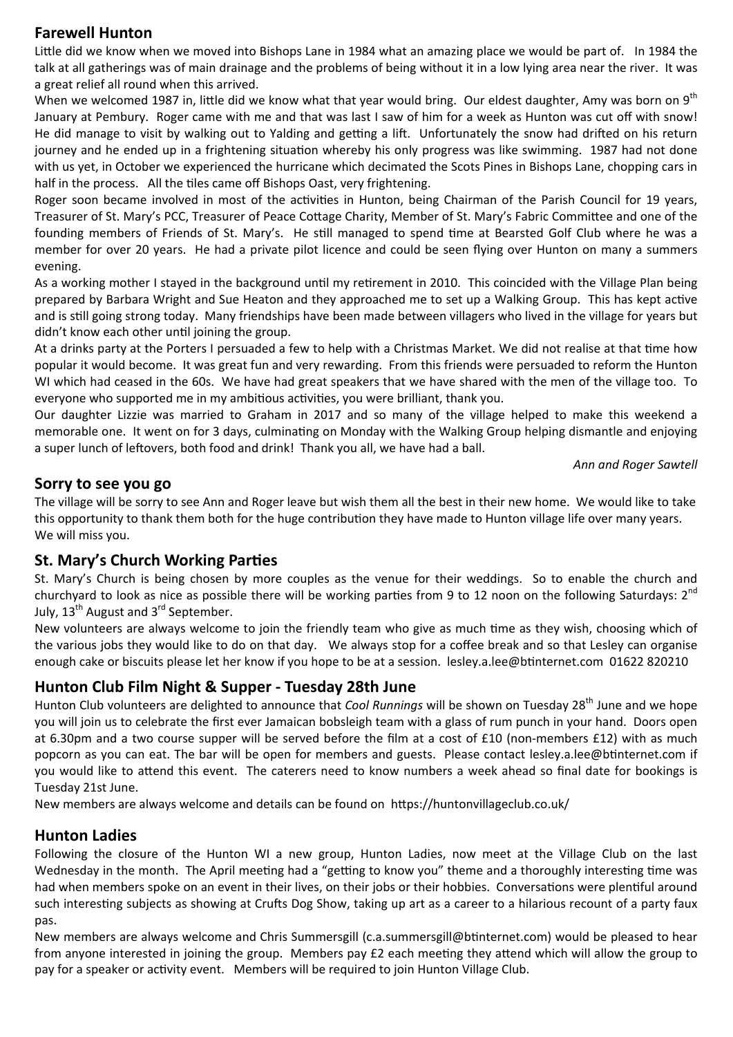## Farewell Hunton

Little did we know when we moved into Bishops Lane in 1984 what an amazing place we would be part of. In 1984 the talk at all gatherings was of main drainage and the problems of being without it in a low lying area near the river. It was a great relief all round when this arrived.

When we welcomed 1987 in, little did we know what that year would bring. Our eldest daughter, Amy was born on 9th January at Pembury. Roger came with me and that was last I saw of him for a week as Hunton was cut off with snow! He did manage to visit by walking out to Yalding and getting a lift. Unfortunately the snow had drifted on his return journey and he ended up in a frightening situation whereby his only progress was like swimming. 1987 had not done with us yet, in October we experienced the hurricane which decimated the Scots Pines in Bishops Lane, chopping cars in half in the process. All the tiles came off Bishops Oast, very frightening.

Roger soon became involved in most of the activities in Hunton, being Chairman of the Parish Council for 19 years, Treasurer of St. Mary's PCC, Treasurer of Peace Cottage Charity, Member of St. Mary's Fabric Committee and one of the founding members of Friends of St. Mary's. He still managed to spend time at Bearsted Golf Club where he was a member for over 20 years. He had a private pilot licence and could be seen flying over Hunton on many a summers evening.

As a working mother I stayed in the background until my retirement in 2010. This coincided with the Village Plan being prepared by Barbara Wright and Sue Heaton and they approached me to set up a Walking Group. This has kept active and is still going strong today. Many friendships have been made between villagers who lived in the village for years but didn't know each other until joining the group.

At a drinks party at the Porters I persuaded a few to help with a Christmas Market. We did not realise at that time how popular it would become. It was great fun and very rewarding. From this friends were persuaded to reform the Hunton WI which had ceased in the 60s. We have had great speakers that we have shared with the men of the village too. To everyone who supported me in my ambitious activities, you were brilliant, thank you.

Our daughter Lizzie was married to Graham in 2017 and so many of the village helped to make this weekend a memorable one. It went on for 3 days, culminating on Monday with the Walking Group helping dismantle and enjoying a super lunch of leftovers, both food and drink! Thank you all, we have had a ball.

*Ann and Roger Sawtell*

## Sorry to see you go

The village will be sorry to see Ann and Roger leave but wish them all the best in their new home. We would like to take this opportunity to thank them both for the huge contribution they have made to Hunton village life over many years. We will miss you.

## St. Mary's Church Working Parties

St. Mary's Church is being chosen by more couples as the venue for their weddings. So to enable the church and churchyard to look as nice as possible there will be working parties from 9 to 12 noon on the following Saturdays: 2nd July, 13th August and 3rd September.

New volunteers are always welcome to join the friendly team who give as much time as they wish, choosing which of the various jobs they would like to do on that day. We always stop for a coffee break and so that Lesley can organise enough cake or biscuits please let her know if you hope to be at a session. lesley.a.lee@btinternet.com 01622 820210

## Hunton Club Film Night & Supper - Tuesday 28th June

Hunton Club volunteers are delighted to announce that *Cool Runnings* will be shown on Tuesday 28th June and we hope you will join us to celebrate the first ever Jamaican bobsleigh team with a glass of rum punch in your hand. Doors open at 6.30pm and a two course supper will be served before the film at a cost of £10 (non-members £12) with as much popcorn as you can eat. The bar will be open for members and guests. Please contact lesley.a.lee@btinternet.com if you would like to attend this event. The caterers need to know numbers a week ahead so final date for bookings is Tuesday 21st June.

New members are always welcome and details can be found on https://huntonvillageclub.co.uk/

## Hunton Ladies

Following the closure of the Hunton WI a new group, Hunton Ladies, now meet at the Village Club on the last Wednesday in the month. The April meeting had a "getting to know you" theme and a thoroughly interesting time was had when members spoke on an event in their lives, on their jobs or their hobbies. Conversations were plentiful around such interesting subjects as showing at Crufts Dog Show, taking up art as a career to a hilarious recount of a party faux pas.

New members are always welcome and Chris Summersgill (c.a.summersgill@btinternet.com) would be pleased to hear from anyone interested in joining the group. Members pay £2 each meeting they attend which will allow the group to pay for a speaker or activity event. Members will be required to join Hunton Village Club.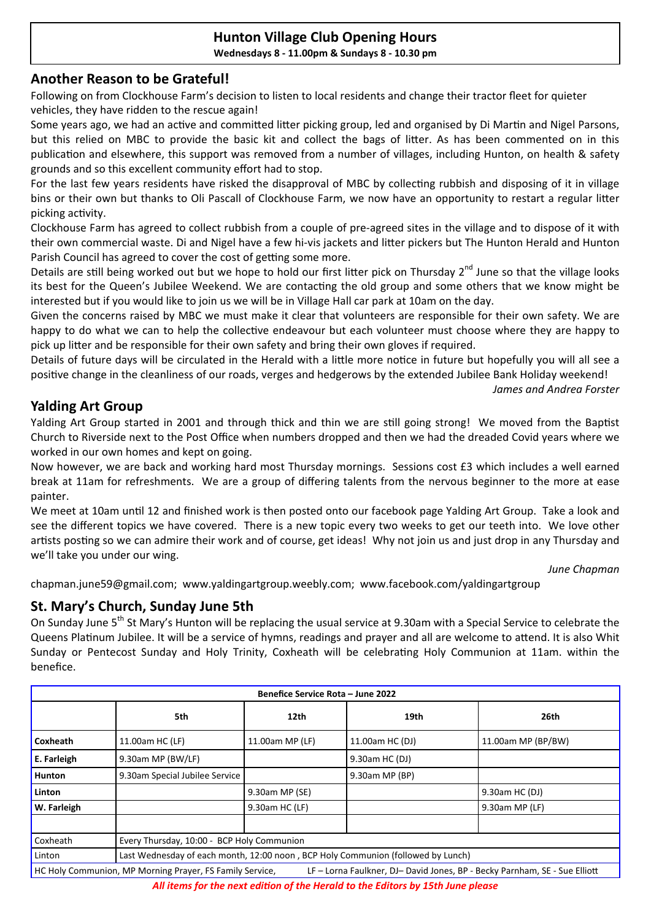## Hunton Village Club Opening Hours

**Wednesdays 8 - 11.00pm & Sundays 8 - 10.30 pm**

## Another Reason to be Grateful!

Following on from Clockhouse Farm's decision to listen to local residents and change their tractor fleet for quieter vehicles, they have ridden to the rescue again!

Some years ago, we had an active and committed litter picking group, led and organised by Di Martin and Nigel Parsons, but this relied on MBC to provide the basic kit and collect the bags of litter. As has been commented on in this publication and elsewhere, this support was removed from a number of villages, including Hunton, on health & safety grounds and so this excellent community effort had to stop.

For the last few years residents have risked the disapproval of MBC by collecting rubbish and disposing of it in village bins or their own but thanks to Oli Pascall of Clockhouse Farm, we now have an opportunity to restart a regular litter picking activity.

Clockhouse Farm has agreed to collect rubbish from a couple of pre-agreed sites in the village and to dispose of it with their own commercial waste. Di and Nigel have a few hi-vis jackets and litter pickers but The Hunton Herald and Hunton Parish Council has agreed to cover the cost of getting some more.

Details are still being worked out but we hope to hold our first litter pick on Thursday 2nd June so that the village looks its best for the Queen's Jubilee Weekend. We are contacting the old group and some others that we know might be interested but if you would like to join us we will be in Village Hall car park at 10am on the day.

Given the concerns raised by MBC we must make it clear that volunteers are responsible for their own safety. We are happy to do what we can to help the collective endeavour but each volunteer must choose where they are happy to pick up litter and be responsible for their own safety and bring their own gloves if required.

Details of future days will be circulated in the Herald with a little more notice in future but hopefully you will all see a positive change in the cleanliness of our roads, verges and hedgerows by the extended Jubilee Bank Holiday weekend!

*James and Andrea Forster*

## Yalding Art Group

Yalding Art Group started in 2001 and through thick and thin we are still going strong! We moved from the Baptist Church to Riverside next to the Post Office when numbers dropped and then we had the dreaded Covid years where we worked in our own homes and kept on going.

Now however, we are back and working hard most Thursday mornings. Sessions cost £3 which includes a well earned break at 11am for refreshments. We are a group of differing talents from the nervous beginner to the more at ease painter.

We meet at 10am until 12 and finished work is then posted onto our facebook page Yalding Art Group. Take a look and see the different topics we have covered. There is a new topic every two weeks to get our teeth into. We love other artists posting so we can admire their work and of course, get ideas! Why not join us and just drop in any Thursday and we'll take you under our wing.

*June Chapman*

chapman.june59@gmail.com; www.yaldingartgroup.weebly.com; www.facebook.com/yaldingartgroup

## St. Mary's Church, Sunday June 5th

On Sunday June 5th St Mary's Hunton will be replacing the usual service at 9.30am with a Special Service to celebrate the Queens Platinum Jubilee. It will be a service of hymns, readings and prayer and all are welcome to attend. It is also Whit Sunday or Pentecost Sunday and Holy Trinity, Coxheath will be celebrating Holy Communion at 11am. within the benefice.

**Benefice Service Rota – June 2022**

| | 5th | 12th | 19th | 26th |
|---|---|---|---|---|
| **Coxheath** | 11.00am HC (LF) | 11.00am MP (LF) | 11.00am HC (DJ) | 11.00am MP (BP/BW) |
| **E. Farleigh** | 9.30am MP (BW/LF) | | 9.30am HC (DJ) | |
| **Hunton** | 9.30am Special Jubilee Service | | 9.30am MP (BP) | |
| **Linton** | | 9.30am MP (SE) | | 9.30am HC (DJ) |
| **W. Farleigh** | | 9.30am HC (LF) | | 9.30am MP (LF) |
| | | | | |
| Coxheath | Every Thursday, 10:00 - BCP Holy Communion | | | |
| Linton | Last Wednesday of each month, 12:00 noon , BCP Holy Communion (followed by Lunch) | | | |

HC Holy Communion, MP Morning Prayer, FS Family Service, LF – Lorna Faulkner, DJ– David Jones, BP - Becky Parnham, SE - Sue Elliott

***All items for the next edition of the Herald to the Editors by 15th June please***